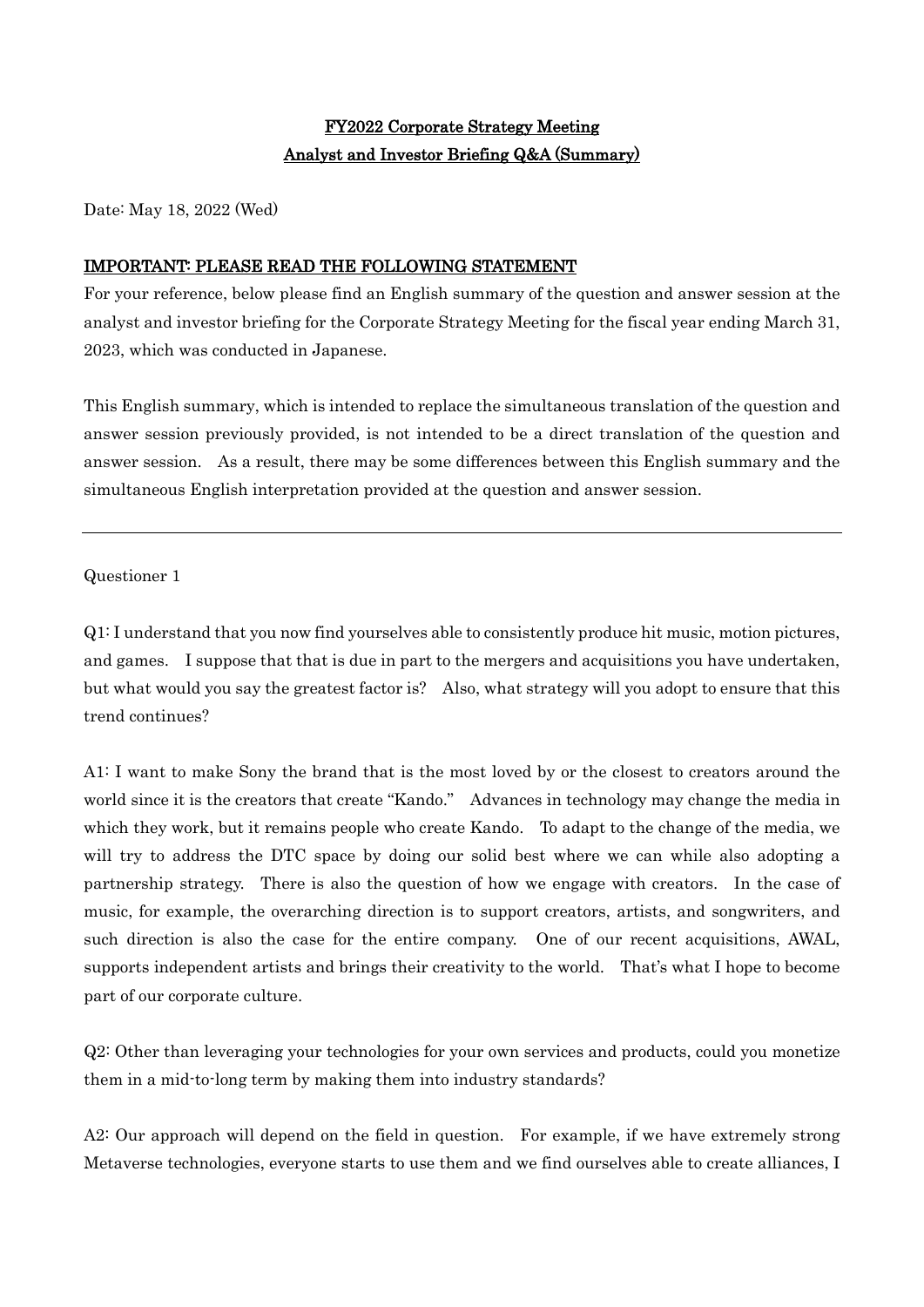# FY2022 Corporate Strategy Meeting
# Analyst and Investor Briefing Q&A (Summary)

Date: May 18, 2022 (Wed)

## IMPORTANT: PLEASE READ THE FOLLOWING STATEMENT

For your reference, below please find an English summary of the question and answer session at the analyst and investor briefing for the Corporate Strategy Meeting for the fiscal year ending March 31, 2023, which was conducted in Japanese.

This English summary, which is intended to replace the simultaneous translation of the question and answer session previously provided, is not intended to be a direct translation of the question and answer session. As a result, there may be some differences between this English summary and the simultaneous English interpretation provided at the question and answer session.

---

Questioner 1

Q1: I understand that you now find yourselves able to consistently produce hit music, motion pictures, and games. I suppose that that is due in part to the mergers and acquisitions you have undertaken, but what would you say the greatest factor is? Also, what strategy will you adopt to ensure that this trend continues?

A1: I want to make Sony the brand that is the most loved by or the closest to creators around the world since it is the creators that create "Kando." Advances in technology may change the media in which they work, but it remains people who create Kando. To adapt to the change of the media, we will try to address the DTC space by doing our solid best where we can while also adopting a partnership strategy. There is also the question of how we engage with creators. In the case of music, for example, the overarching direction is to support creators, artists, and songwriters, and such direction is also the case for the entire company. One of our recent acquisitions, AWAL, supports independent artists and brings their creativity to the world. That's what I hope to become part of our corporate culture.

Q2: Other than leveraging your technologies for your own services and products, could you monetize them in a mid-to-long term by making them into industry standards?

A2: Our approach will depend on the field in question. For example, if we have extremely strong Metaverse technologies, everyone starts to use them and we find ourselves able to create alliances, I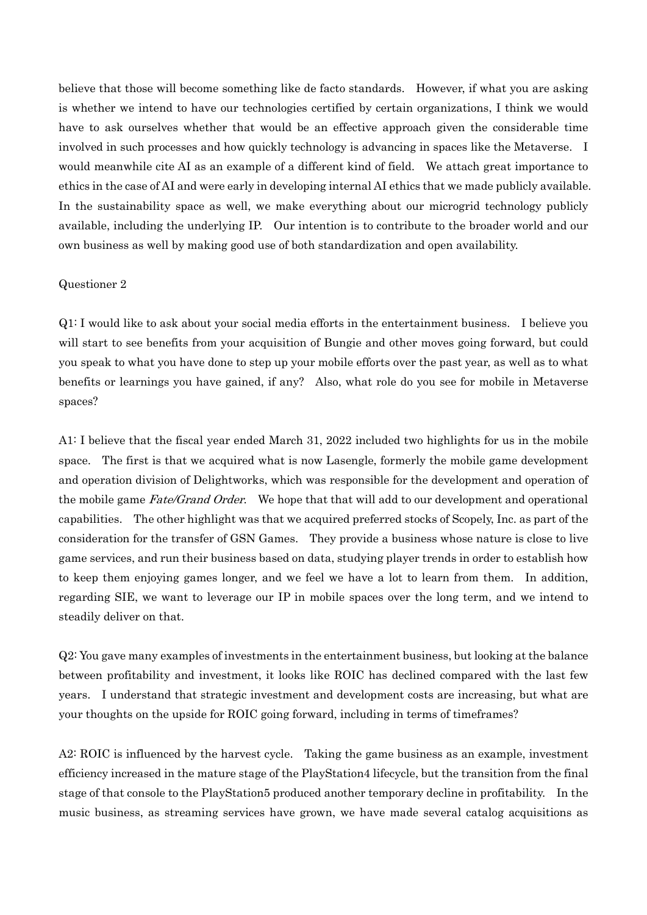believe that those will become something like de facto standards. However, if what you are asking is whether we intend to have our technologies certified by certain organizations, I think we would have to ask ourselves whether that would be an effective approach given the considerable time involved in such processes and how quickly technology is advancing in spaces like the Metaverse. I would meanwhile cite AI as an example of a different kind of field. We attach great importance to ethics in the case of AI and were early in developing internal AI ethics that we made publicly available. In the sustainability space as well, we make everything about our microgrid technology publicly available, including the underlying IP. Our intention is to contribute to the broader world and our own business as well by making good use of both standardization and open availability.

Questioner 2

Q1: I would like to ask about your social media efforts in the entertainment business. I believe you will start to see benefits from your acquisition of Bungie and other moves going forward, but could you speak to what you have done to step up your mobile efforts over the past year, as well as to what benefits or learnings you have gained, if any? Also, what role do you see for mobile in Metaverse spaces?

A1: I believe that the fiscal year ended March 31, 2022 included two highlights for us in the mobile space. The first is that we acquired what is now Lasengle, formerly the mobile game development and operation division of Delightworks, which was responsible for the development and operation of the mobile game *Fate/Grand Order*. We hope that that will add to our development and operational capabilities. The other highlight was that we acquired preferred stocks of Scopely, Inc. as part of the consideration for the transfer of GSN Games. They provide a business whose nature is close to live game services, and run their business based on data, studying player trends in order to establish how to keep them enjoying games longer, and we feel we have a lot to learn from them. In addition, regarding SIE, we want to leverage our IP in mobile spaces over the long term, and we intend to steadily deliver on that.

Q2: You gave many examples of investments in the entertainment business, but looking at the balance between profitability and investment, it looks like ROIC has declined compared with the last few years. I understand that strategic investment and development costs are increasing, but what are your thoughts on the upside for ROIC going forward, including in terms of timeframes?

A2: ROIC is influenced by the harvest cycle. Taking the game business as an example, investment efficiency increased in the mature stage of the PlayStation4 lifecycle, but the transition from the final stage of that console to the PlayStation5 produced another temporary decline in profitability. In the music business, as streaming services have grown, we have made several catalog acquisitions as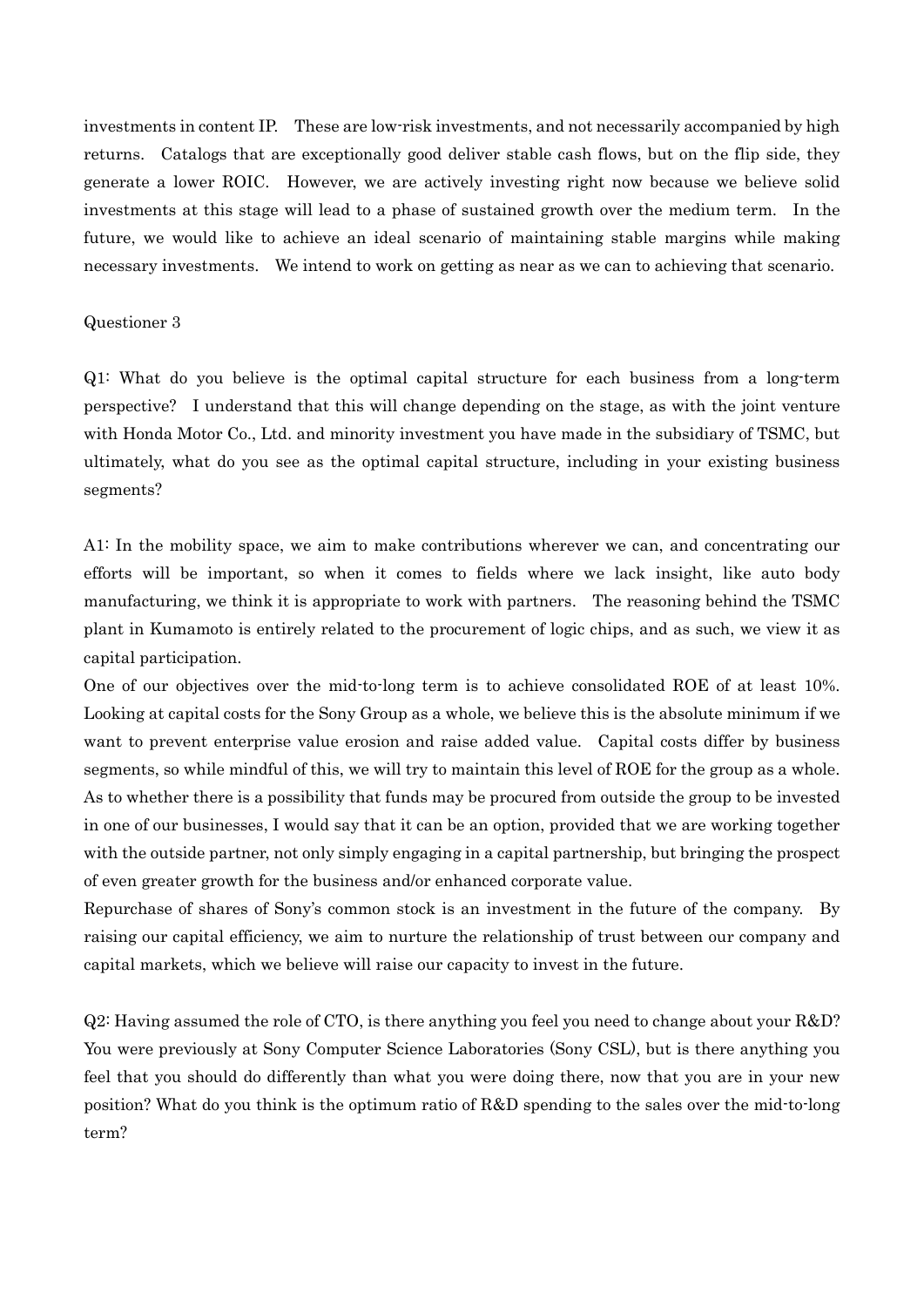investments in content IP. These are low-risk investments, and not necessarily accompanied by high returns. Catalogs that are exceptionally good deliver stable cash flows, but on the flip side, they generate a lower ROIC. However, we are actively investing right now because we believe solid investments at this stage will lead to a phase of sustained growth over the medium term. In the future, we would like to achieve an ideal scenario of maintaining stable margins while making necessary investments. We intend to work on getting as near as we can to achieving that scenario.

Questioner 3

Q1: What do you believe is the optimal capital structure for each business from a long-term perspective? I understand that this will change depending on the stage, as with the joint venture with Honda Motor Co., Ltd. and minority investment you have made in the subsidiary of TSMC, but ultimately, what do you see as the optimal capital structure, including in your existing business segments?

A1: In the mobility space, we aim to make contributions wherever we can, and concentrating our efforts will be important, so when it comes to fields where we lack insight, like auto body manufacturing, we think it is appropriate to work with partners. The reasoning behind the TSMC plant in Kumamoto is entirely related to the procurement of logic chips, and as such, we view it as capital participation.

One of our objectives over the mid-to-long term is to achieve consolidated ROE of at least 10%. Looking at capital costs for the Sony Group as a whole, we believe this is the absolute minimum if we want to prevent enterprise value erosion and raise added value. Capital costs differ by business segments, so while mindful of this, we will try to maintain this level of ROE for the group as a whole. As to whether there is a possibility that funds may be procured from outside the group to be invested in one of our businesses, I would say that it can be an option, provided that we are working together with the outside partner, not only simply engaging in a capital partnership, but bringing the prospect of even greater growth for the business and/or enhanced corporate value.

Repurchase of shares of Sony's common stock is an investment in the future of the company. By raising our capital efficiency, we aim to nurture the relationship of trust between our company and capital markets, which we believe will raise our capacity to invest in the future.

Q2: Having assumed the role of CTO, is there anything you feel you need to change about your R&D? You were previously at Sony Computer Science Laboratories (Sony CSL), but is there anything you feel that you should do differently than what you were doing there, now that you are in your new position? What do you think is the optimum ratio of R&D spending to the sales over the mid-to-long term?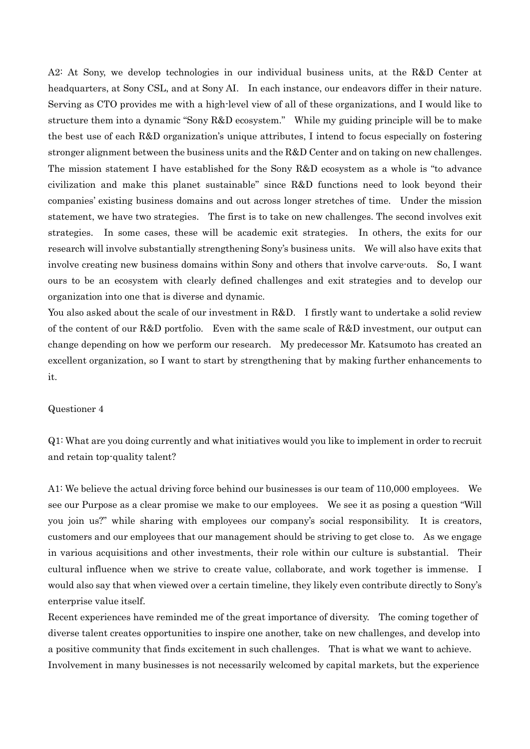A2: At Sony, we develop technologies in our individual business units, at the R&D Center at headquarters, at Sony CSL, and at Sony AI. In each instance, our endeavors differ in their nature. Serving as CTO provides me with a high-level view of all of these organizations, and I would like to structure them into a dynamic "Sony R&D ecosystem." While my guiding principle will be to make the best use of each R&D organization's unique attributes, I intend to focus especially on fostering stronger alignment between the business units and the R&D Center and on taking on new challenges. The mission statement I have established for the Sony R&D ecosystem as a whole is "to advance civilization and make this planet sustainable" since R&D functions need to look beyond their companies' existing business domains and out across longer stretches of time. Under the mission statement, we have two strategies. The first is to take on new challenges. The second involves exit strategies. In some cases, these will be academic exit strategies. In others, the exits for our research will involve substantially strengthening Sony's business units. We will also have exits that involve creating new business domains within Sony and others that involve carve-outs. So, I want ours to be an ecosystem with clearly defined challenges and exit strategies and to develop our organization into one that is diverse and dynamic.

You also asked about the scale of our investment in R&D. I firstly want to undertake a solid review of the content of our R&D portfolio. Even with the same scale of R&D investment, our output can change depending on how we perform our research. My predecessor Mr. Katsumoto has created an excellent organization, so I want to start by strengthening that by making further enhancements to it.

Questioner 4

Q1: What are you doing currently and what initiatives would you like to implement in order to recruit and retain top-quality talent?

A1: We believe the actual driving force behind our businesses is our team of 110,000 employees. We see our Purpose as a clear promise we make to our employees. We see it as posing a question "Will you join us?" while sharing with employees our company's social responsibility. It is creators, customers and our employees that our management should be striving to get close to. As we engage in various acquisitions and other investments, their role within our culture is substantial. Their cultural influence when we strive to create value, collaborate, and work together is immense. I would also say that when viewed over a certain timeline, they likely even contribute directly to Sony's enterprise value itself.

Recent experiences have reminded me of the great importance of diversity. The coming together of diverse talent creates opportunities to inspire one another, take on new challenges, and develop into a positive community that finds excitement in such challenges. That is what we want to achieve.

Involvement in many businesses is not necessarily welcomed by capital markets, but the experience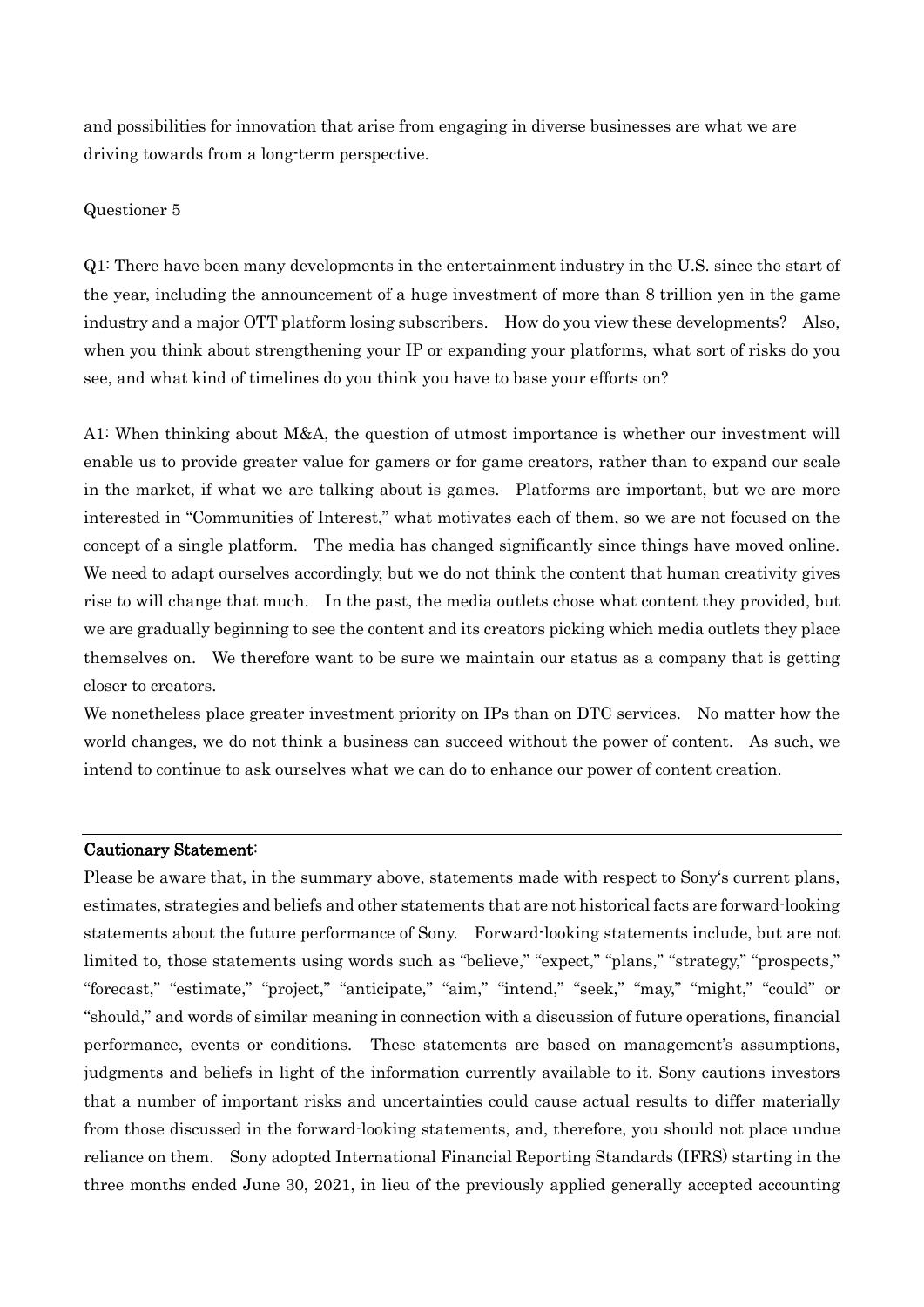and possibilities for innovation that arise from engaging in diverse businesses are what we are driving towards from a long-term perspective.

Questioner 5

Q1: There have been many developments in the entertainment industry in the U.S. since the start of the year, including the announcement of a huge investment of more than 8 trillion yen in the game industry and a major OTT platform losing subscribers. How do you view these developments? Also, when you think about strengthening your IP or expanding your platforms, what sort of risks do you see, and what kind of timelines do you think you have to base your efforts on?

A1: When thinking about M&A, the question of utmost importance is whether our investment will enable us to provide greater value for gamers or for game creators, rather than to expand our scale in the market, if what we are talking about is games. Platforms are important, but we are more interested in "Communities of Interest," what motivates each of them, so we are not focused on the concept of a single platform. The media has changed significantly since things have moved online. We need to adapt ourselves accordingly, but we do not think the content that human creativity gives rise to will change that much. In the past, the media outlets chose what content they provided, but we are gradually beginning to see the content and its creators picking which media outlets they place themselves on. We therefore want to be sure we maintain our status as a company that is getting closer to creators.
We nonetheless place greater investment priority on IPs than on DTC services. No matter how the world changes, we do not think a business can succeed without the power of content. As such, we intend to continue to ask ourselves what we can do to enhance our power of content creation.

---

**Cautionary Statement:**
Please be aware that, in the summary above, statements made with respect to Sony's current plans, estimates, strategies and beliefs and other statements that are not historical facts are forward-looking statements about the future performance of Sony. Forward-looking statements include, but are not limited to, those statements using words such as "believe," "expect," "plans," "strategy," "prospects," "forecast," "estimate," "project," "anticipate," "aim," "intend," "seek," "may," "might," "could" or "should," and words of similar meaning in connection with a discussion of future operations, financial performance, events or conditions. These statements are based on management's assumptions, judgments and beliefs in light of the information currently available to it. Sony cautions investors that a number of important risks and uncertainties could cause actual results to differ materially from those discussed in the forward-looking statements, and, therefore, you should not place undue reliance on them. Sony adopted International Financial Reporting Standards (IFRS) starting in the three months ended June 30, 2021, in lieu of the previously applied generally accepted accounting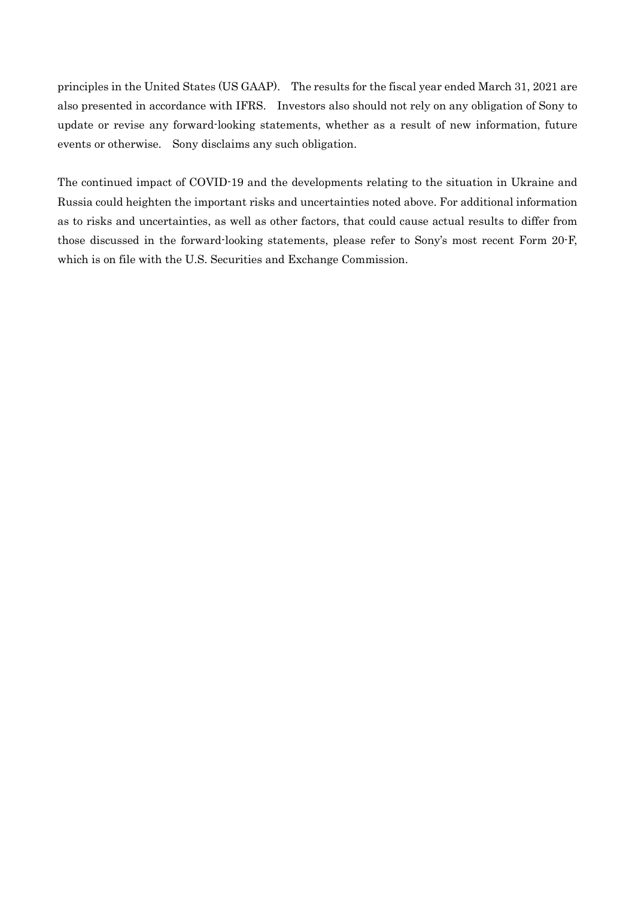principles in the United States (US GAAP). The results for the fiscal year ended March 31, 2021 are also presented in accordance with IFRS. Investors also should not rely on any obligation of Sony to update or revise any forward-looking statements, whether as a result of new information, future events or otherwise. Sony disclaims any such obligation.

The continued impact of COVID-19 and the developments relating to the situation in Ukraine and Russia could heighten the important risks and uncertainties noted above. For additional information as to risks and uncertainties, as well as other factors, that could cause actual results to differ from those discussed in the forward-looking statements, please refer to Sony's most recent Form 20-F, which is on file with the U.S. Securities and Exchange Commission.